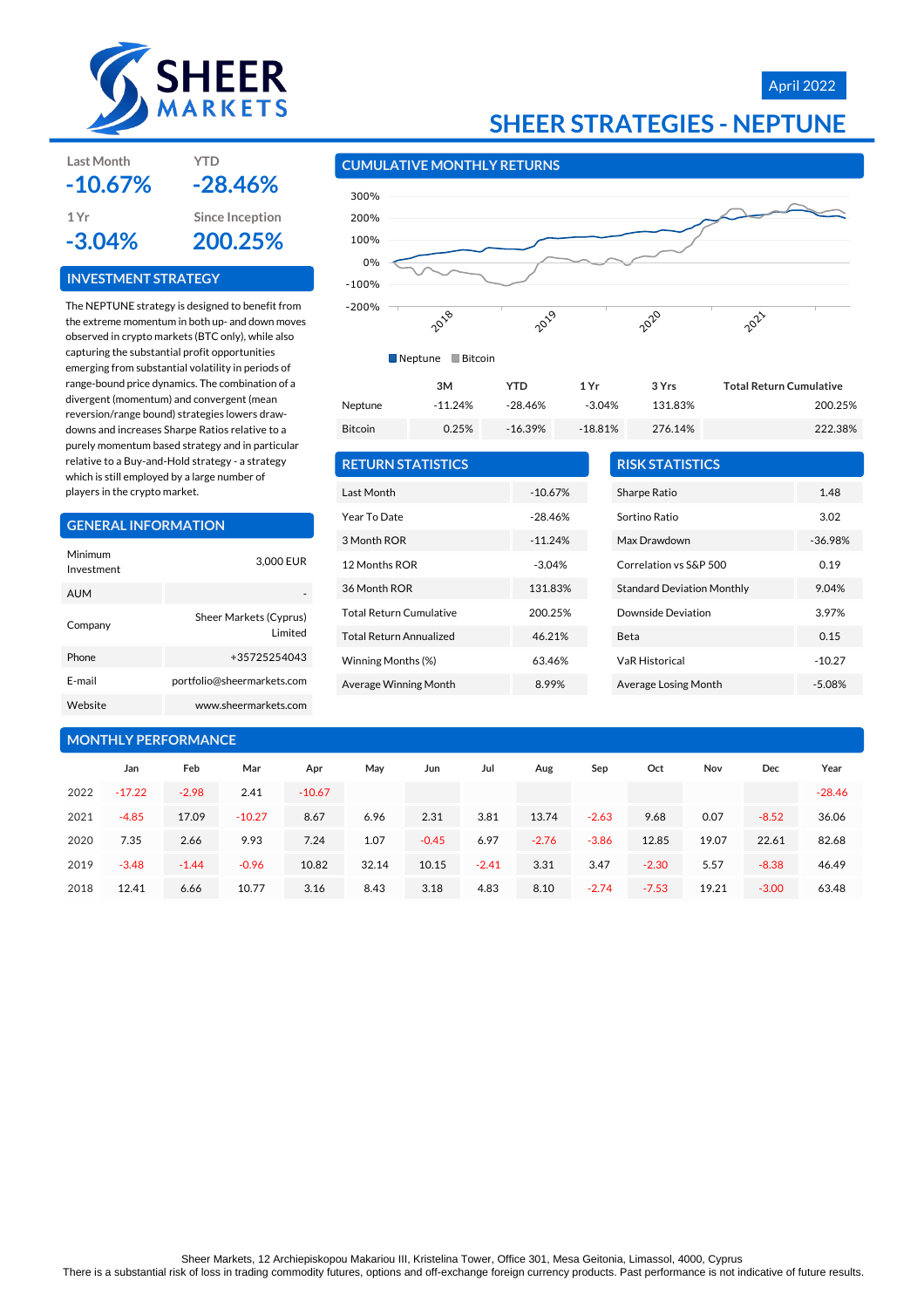# SHEER MARKETS

April 2022

# SHEER STRATEGIES - NEPTUNE

| Last Month | YTD |
|---|---|
| -10.67% | -28.46% |

| 1 Yr | Since Inception |
|---|---|
| -3.04% | 200.25% |

## INVESTMENT STRATEGY

The NEPTUNE strategy is designed to benefit from the extreme momentum in both up- and down moves observed in crypto markets (BTC only), while also capturing the substantial profit opportunities emerging from substantial volatility in periods of range-bound price dynamics. The combination of a divergent (momentum) and convergent (mean reversion/range bound) strategies lowers draw-downs and increases Sharpe Ratios relative to a purely momentum based strategy and in particular relative to a Buy-and-Hold strategy - a strategy which is still employed by a large number of players in the crypto market.

## GENERAL INFORMATION

| | |
|---|---|
| Minimum Investment | 3,000 EUR |
| AUM | - |
| Company | Sheer Markets (Cyprus) Limited |
| Phone | +35725254043 |
| E-mail | portfolio@sheermarkets.com |
| Website | www.sheermarkets.com |

## CUMULATIVE MONTHLY RETURNS

| | 3M | YTD | 1 Yr | 3 Yrs | Total Return Cumulative |
|---|---|---|---|---|---|
| Neptune | -11.24% | -28.46% | -3.04% | 131.83% | 200.25% |
| Bitcoin | 0.25% | -16.39% | -18.81% | 276.14% | 222.38% |

## RETURN STATISTICS

| | |
|---|---|
| Last Month | -10.67% |
| Year To Date | -28.46% |
| 3 Month ROR | -11.24% |
| 12 Months ROR | -3.04% |
| 36 Month ROR | 131.83% |
| Total Return Cumulative | 200.25% |
| Total Return Annualized | 46.21% |
| Winning Months (%) | 63.46% |
| Average Winning Month | 8.99% |

## RISK STATISTICS

| | |
|---|---|
| Sharpe Ratio | 1.48 |
| Sortino Ratio | 3.02 |
| Max Drawdown | -36.98% |
| Correlation vs S&P 500 | 0.19 |
| Standard Deviation Monthly | 9.04% |
| Downside Deviation | 3.97% |
| Beta | 0.15 |
| VaR Historical | -10.27 |
| Average Losing Month | -5.08% |

## MONTHLY PERFORMANCE

| | Jan | Feb | Mar | Apr | May | Jun | Jul | Aug | Sep | Oct | Nov | Dec | Year |
|---|---|---|---|---|---|---|---|---|---|---|---|---|---|
| 2022 | -17.22 | -2.98 | 2.41 | -10.67 | | | | | | | | | -28.46 |
| 2021 | -4.85 | 17.09 | -10.27 | 8.67 | 6.96 | 2.31 | 3.81 | 13.74 | -2.63 | 9.68 | 0.07 | -8.52 | 36.06 |
| 2020 | 7.35 | 2.66 | 9.93 | 7.24 | 1.07 | -0.45 | 6.97 | -2.76 | -3.86 | 12.85 | 19.07 | 22.61 | 82.68 |
| 2019 | -3.48 | -1.44 | -0.96 | 10.82 | 32.14 | 10.15 | -2.41 | 3.31 | 3.47 | -2.30 | 5.57 | -8.38 | 46.49 |
| 2018 | 12.41 | 6.66 | 10.77 | 3.16 | 8.43 | 3.18 | 4.83 | 8.10 | -2.74 | -7.53 | 19.21 | -3.00 | 63.48 |

Sheer Markets, 12 Archiepiskopou Makariou III, Kristelina Tower, Office 301, Mesa Geitonia, Limassol, 4000, Cyprus

There is a substantial risk of loss in trading commodity futures, options and off-exchange foreign currency products. Past performance is not indicative of future results.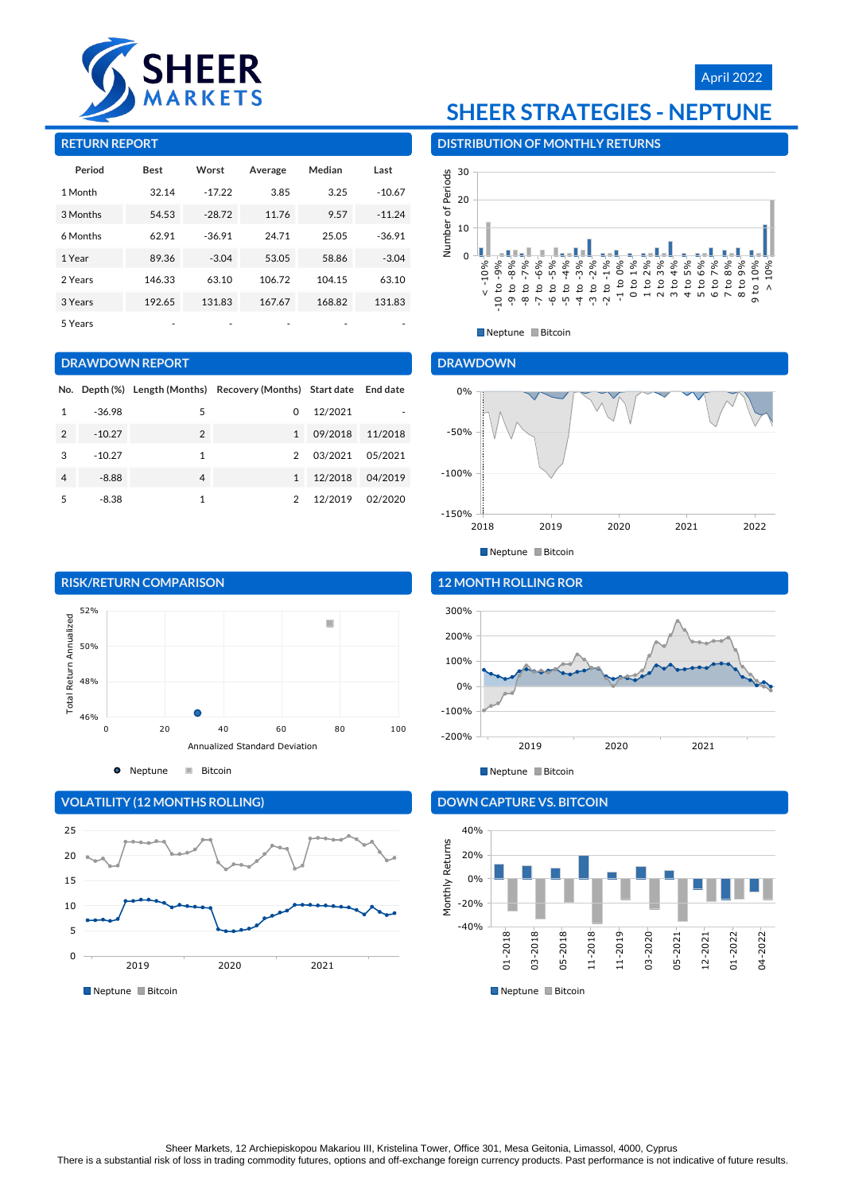# SHEER MARKETS

April 2022

# SHEER STRATEGIES - NEPTUNE

## RETURN REPORT

| Period | Best | Worst | Average | Median | Last |
|---|---|---|---|---|---|
| 1 Month | 32.14 | -17.22 | 3.85 | 3.25 | -10.67 |
| 3 Months | 54.53 | -28.72 | 11.76 | 9.57 | -11.24 |
| 6 Months | 62.91 | -36.91 | 24.71 | 25.05 | -36.91 |
| 1 Year | 89.36 | -3.04 | 53.05 | 58.86 | -3.04 |
| 2 Years | 146.33 | 63.10 | 106.72 | 104.15 | 63.10 |
| 3 Years | 192.65 | 131.83 | 167.67 | 168.82 | 131.83 |
| 5 Years | - | - | - | - | - |

## DISTRIBUTION OF MONTHLY RETURNS

## DRAWDOWN REPORT

| No. | Depth (%) | Length (Months) | Recovery (Months) | Start date | End date |
|---|---|---|---|---|---|
| 1 | -36.98 | 5 | 0 | 12/2021 | - |
| 2 | -10.27 | 2 | 1 | 09/2018 | 11/2018 |
| 3 | -10.27 | 1 | 2 | 03/2021 | 05/2021 |
| 4 | -8.88 | 4 | 1 | 12/2018 | 04/2019 |
| 5 | -8.38 | 1 | 2 | 12/2019 | 02/2020 |

## DRAWDOWN

## RISK/RETURN COMPARISON

## 12 MONTH ROLLING ROR

## VOLATILITY (12 MONTHS ROLLING)

## DOWN CAPTURE VS. BITCOIN

Sheer Markets, 12 Archiepiskopou Makariou III, Kristelina Tower, Office 301, Mesa Geitonia, Limassol, 4000, Cyprus
There is a substantial risk of loss in trading commodity futures, options and off-exchange foreign currency products. Past performance is not indicative of future results.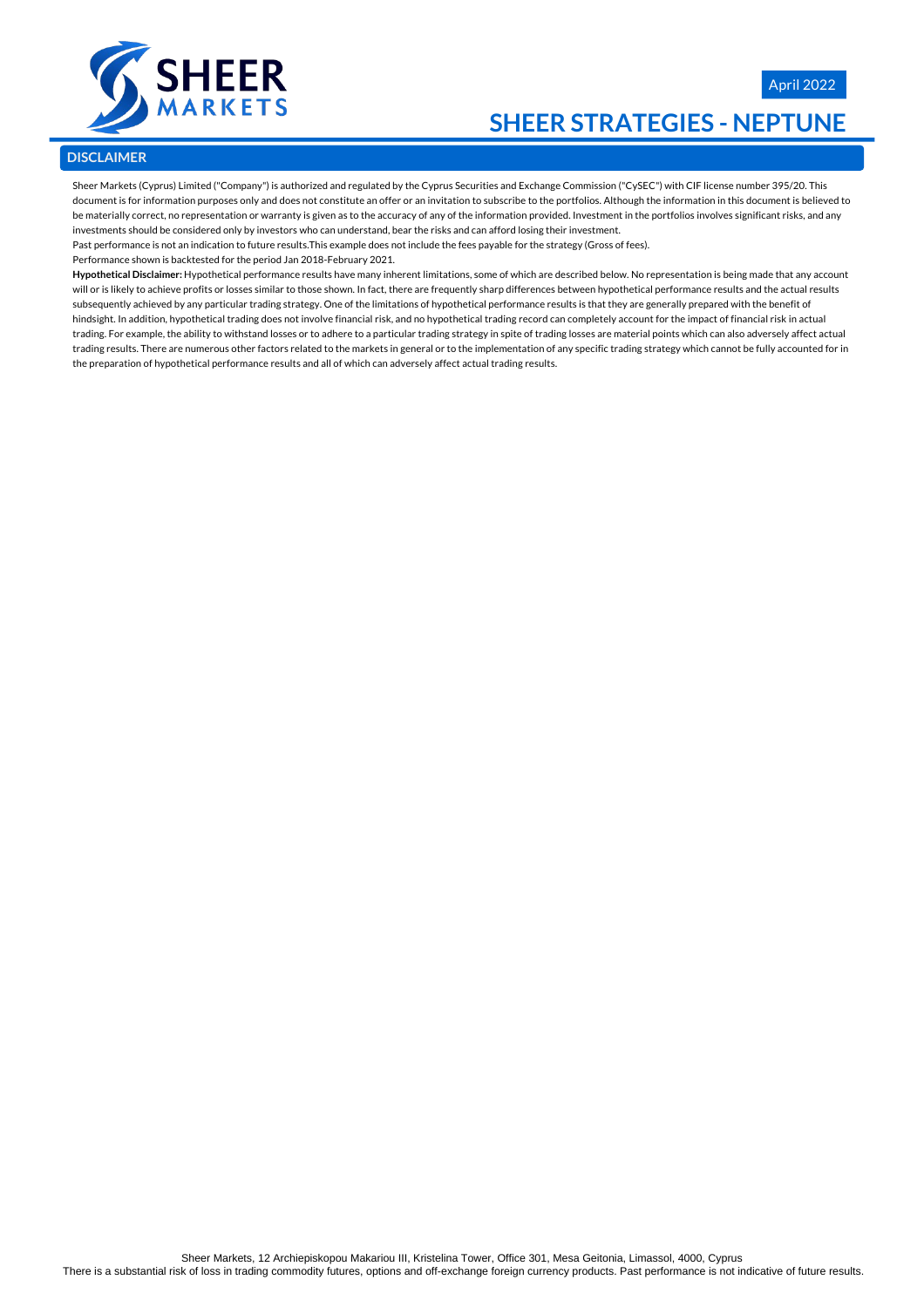## DISCLAIMER

Sheer Markets (Cyprus) Limited ("Company") is authorized and regulated by the Cyprus Securities and Exchange Commission ("CySEC") with CIF license number 395/20. This document is for information purposes only and does not constitute an offer or an invitation to subscribe to the portfolios. Although the information in this document is believed to be materially correct, no representation or warranty is given as to the accuracy of any of the information provided. Investment in the portfolios involves significant risks, and any investments should be considered only by investors who can understand, bear the risks and can afford losing their investment.

Past performance is not an indication to future results.This example does not include the fees payable for the strategy (Gross of fees).

Performance shown is backtested for the period Jan 2018-February 2021.

**Hypothetical Disclaimer:** Hypothetical performance results have many inherent limitations, some of which are described below. No representation is being made that any account will or is likely to achieve profits or losses similar to those shown. In fact, there are frequently sharp differences between hypothetical performance results and the actual results subsequently achieved by any particular trading strategy. One of the limitations of hypothetical performance results is that they are generally prepared with the benefit of hindsight. In addition, hypothetical trading does not involve financial risk, and no hypothetical trading record can completely account for the impact of financial risk in actual trading. For example, the ability to withstand losses or to adhere to a particular trading strategy in spite of trading losses are material points which can also adversely affect actual trading results. There are numerous other factors related to the markets in general or to the implementation of any specific trading strategy which cannot be fully accounted for in the preparation of hypothetical performance results and all of which can adversely affect actual trading results.